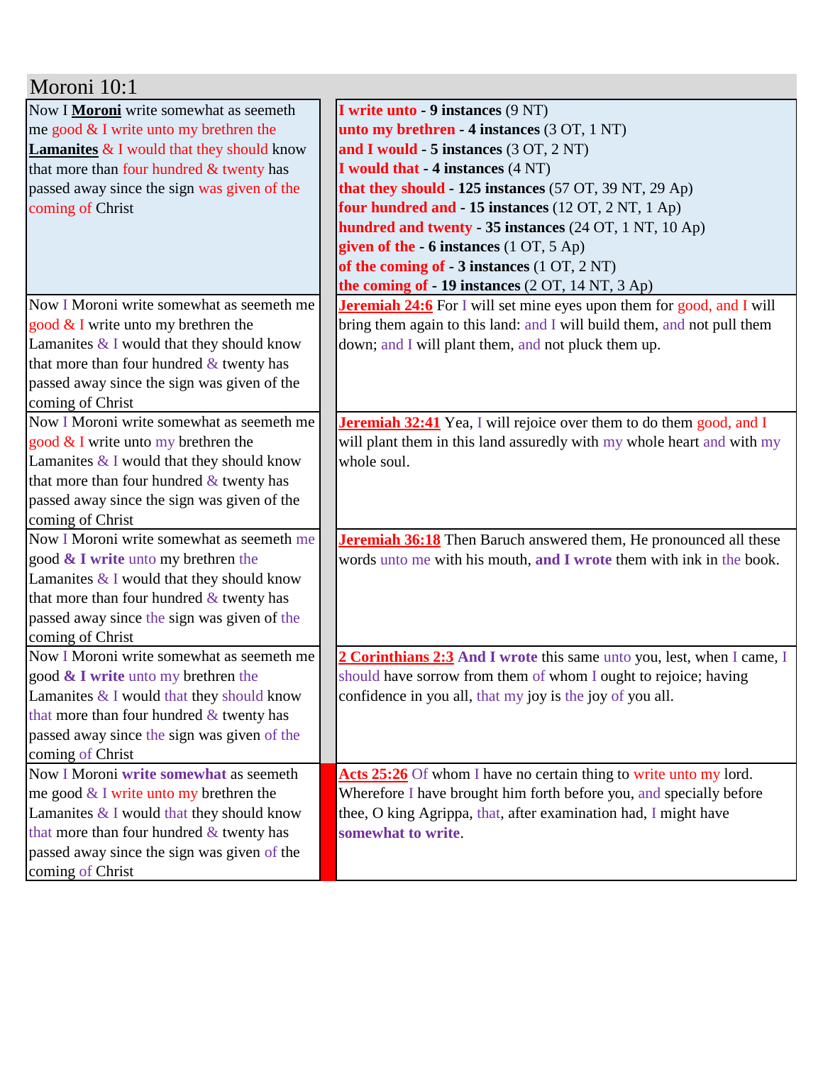# Moroni 10:1

| | |
|---|---|
| Now I **Moroni** write somewhat as seemeth me good & I write unto my brethren the **Lamanites** & I would that they should know that more than four hundred & twenty has passed away since the sign was given of the coming of Christ | **I write unto - 9 instances** (9 NT)<br>**unto my brethren - 4 instances** (3 OT, 1 NT)<br>**and I would - 5 instances** (3 OT, 2 NT)<br>**I would that - 4 instances** (4 NT)<br>**that they should - 125 instances** (57 OT, 39 NT, 29 Ap)<br>**four hundred and - 15 instances** (12 OT, 2 NT, 1 Ap)<br>**hundred and twenty - 35 instances** (24 OT, 1 NT, 10 Ap)<br>**given of the - 6 instances** (1 OT, 5 Ap)<br>**of the coming of - 3 instances** (1 OT, 2 NT)<br>**the coming of - 19 instances** (2 OT, 14 NT, 3 Ap) |
| Now I Moroni write somewhat as seemeth me good & I write unto my brethren the Lamanites & I would that they should know that more than four hundred & twenty has passed away since the sign was given of the coming of Christ | **Jeremiah 24:6** For I will set mine eyes upon them for good, and I will bring them again to this land: and I will build them, and not pull them down; and I will plant them, and not pluck them up. |
| Now I Moroni write somewhat as seemeth me good & I write unto my brethren the Lamanites & I would that they should know that more than four hundred & twenty has passed away since the sign was given of the coming of Christ | **Jeremiah 32:41** Yea, I will rejoice over them to do them good, and I will plant them in this land assuredly with my whole heart and with my whole soul. |
| Now I Moroni write somewhat as seemeth me good **& I write** unto my brethren the Lamanites & I would that they should know that more than four hundred & twenty has passed away since the sign was given of the coming of Christ | **Jeremiah 36:18** Then Baruch answered them, He pronounced all these words unto me with his mouth, **and I wrote** them with ink in the book. |
| Now I Moroni write somewhat as seemeth me good **& I write** unto my brethren the Lamanites & I would that they should know that more than four hundred & twenty has passed away since the sign was given of the coming of Christ | **2 Corinthians 2:3 And I wrote** this same unto you, lest, when I came, I should have sorrow from them of whom I ought to rejoice; having confidence in you all, that my joy is the joy of you all. |
| Now I Moroni **write somewhat** as seemeth me good & I write unto my brethren the Lamanites & I would that they should know that more than four hundred & twenty has passed away since the sign was given of the coming of Christ | **Acts 25:26** Of whom I have no certain thing to write unto my lord. Wherefore I have brought him forth before you, and specially before thee, O king Agrippa, that, after examination had, I might have **somewhat to write**. |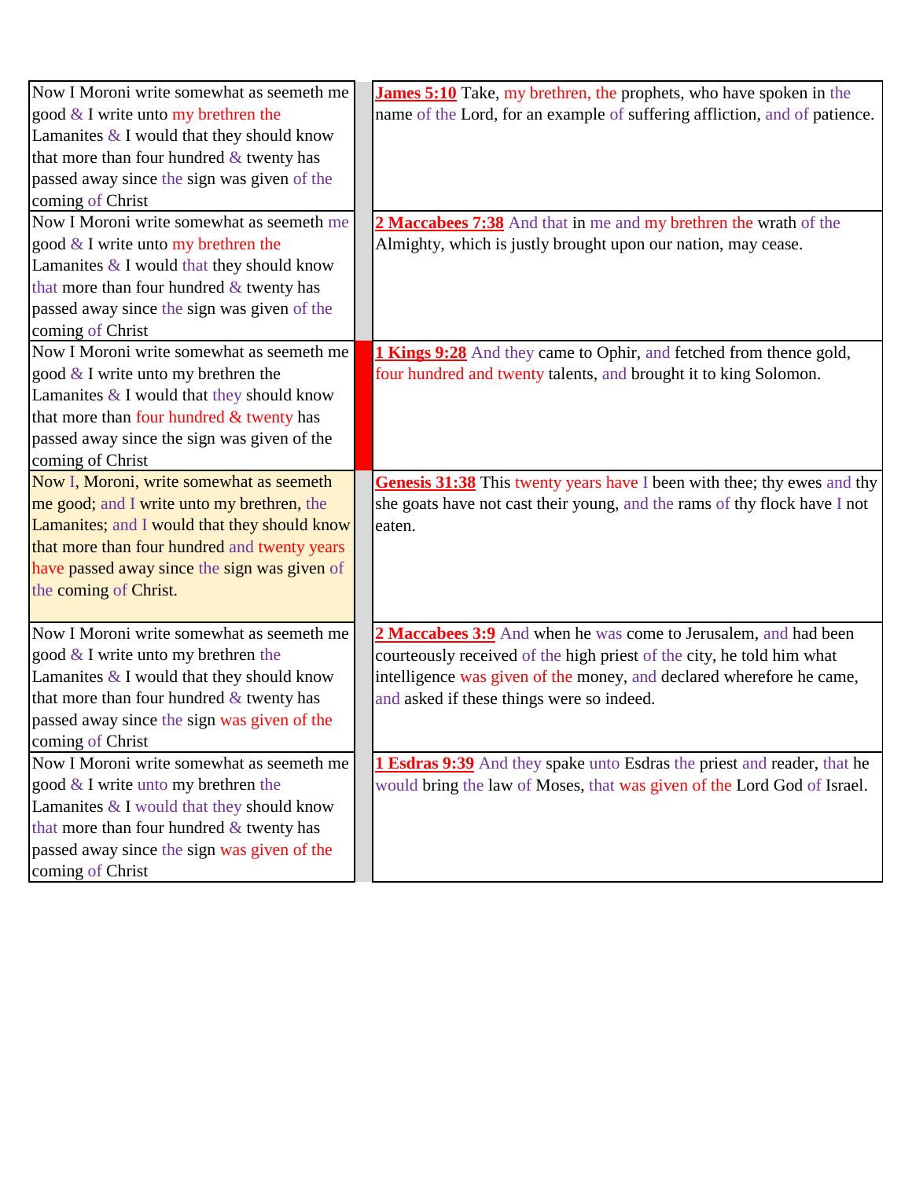| | | |
|---|---|---|
| Now I Moroni write somewhat as seemeth me good & I write unto my brethren the Lamanites & I would that they should know that more than four hundred & twenty has passed away since the sign was given of the coming of Christ | | **James 5:10** Take, my brethren, the prophets, who have spoken in the name of the Lord, for an example of suffering affliction, and of patience. |
| Now I Moroni write somewhat as seemeth me good & I write unto my brethren the Lamanites & I would that they should know that more than four hundred & twenty has passed away since the sign was given of the coming of Christ | | **2 Maccabees 7:38** And that in me and my brethren the wrath of the Almighty, which is justly brought upon our nation, may cease. |
| Now I Moroni write somewhat as seemeth me good & I write unto my brethren the Lamanites & I would that they should know that more than four hundred & twenty has passed away since the sign was given of the coming of Christ | | **1 Kings 9:28** And they came to Ophir, and fetched from thence gold, four hundred and twenty talents, and brought it to king Solomon. |
| Now I, Moroni, write somewhat as seemeth me good; and I write unto my brethren, the Lamanites; and I would that they should know that more than four hundred and twenty years have passed away since the sign was given of the coming of Christ. | | **Genesis 31:38** This twenty years have I been with thee; thy ewes and thy she goats have not cast their young, and the rams of thy flock have I not eaten. |
| Now I Moroni write somewhat as seemeth me good & I write unto my brethren the Lamanites & I would that they should know that more than four hundred & twenty has passed away since the sign was given of the coming of Christ | | **2 Maccabees 3:9** And when he was come to Jerusalem, and had been courteously received of the high priest of the city, he told him what intelligence was given of the money, and declared wherefore he came, and asked if these things were so indeed. |
| Now I Moroni write somewhat as seemeth me good & I write unto my brethren the Lamanites & I would that they should know that more than four hundred & twenty has passed away since the sign was given of the coming of Christ | | **1 Esdras 9:39** And they spake unto Esdras the priest and reader, that he would bring the law of Moses, that was given of the Lord God of Israel. |